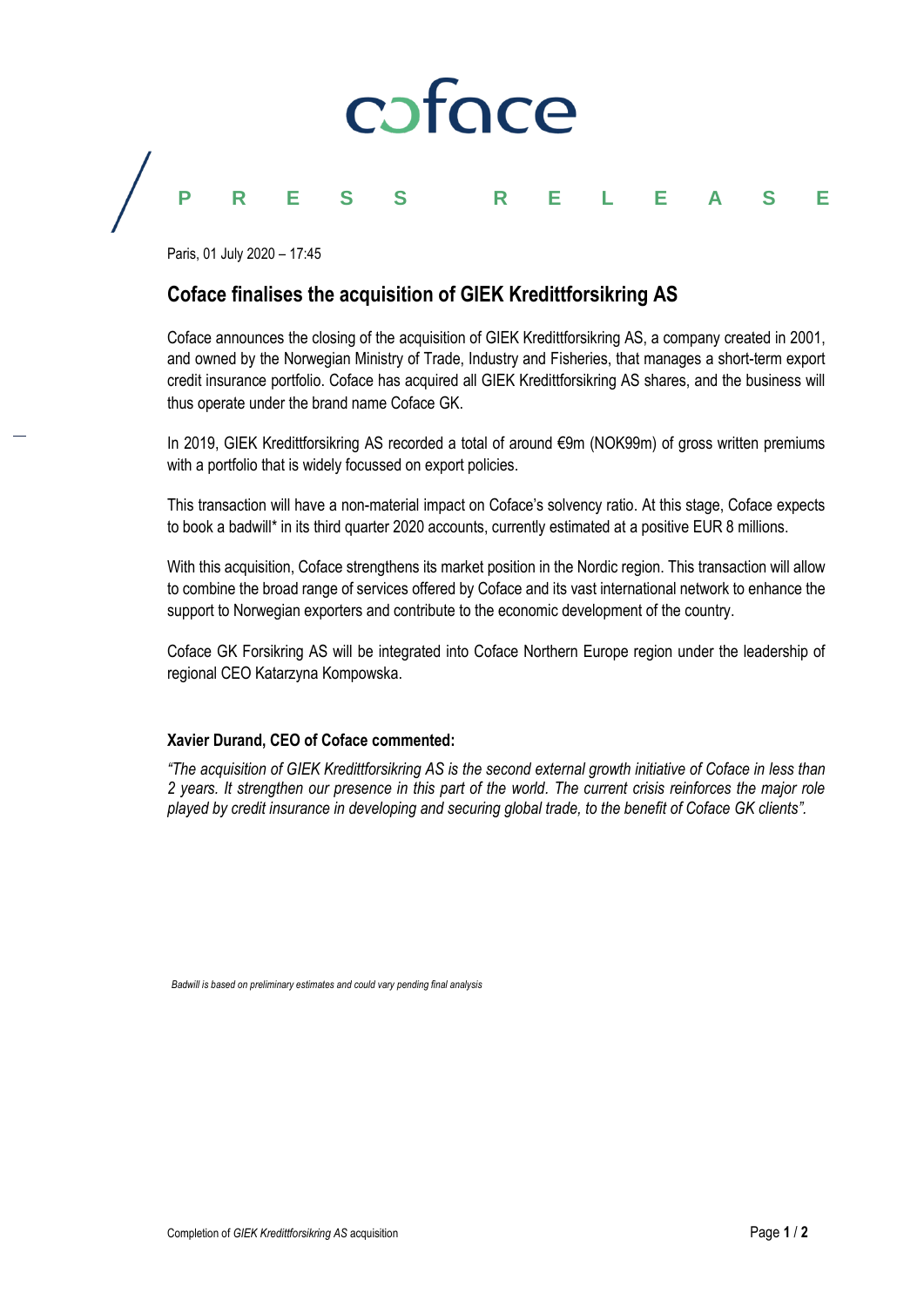coface

PRESS RELEASE

Paris, 01 July 2020 – 17:45

## Coface finalises the acquisition of GIEK Kredittforsikring AS

Coface announces the closing of the acquisition of GIEK Kredittforsikring AS, a company created in 2001, and owned by the Norwegian Ministry of Trade, Industry and Fisheries, that manages a short-term export credit insurance portfolio. Coface has acquired all GIEK Kredittforsikring AS shares, and the business will thus operate under the brand name Coface GK.

In 2019, GIEK Kredittforsikring AS recorded a total of around €9m (NOK99m) of gross written premiums with a portfolio that is widely focussed on export policies.

This transaction will have a non-material impact on Coface's solvency ratio. At this stage, Coface expects to book a badwill* in its third quarter 2020 accounts, currently estimated at a positive EUR 8 millions.

With this acquisition, Coface strengthens its market position in the Nordic region. This transaction will allow to combine the broad range of services offered by Coface and its vast international network to enhance the support to Norwegian exporters and contribute to the economic development of the country.

Coface GK Forsikring AS will be integrated into Coface Northern Europe region under the leadership of regional CEO Katarzyna Kompowska.

**Xavier Durand, CEO of Coface commented:**

*"The acquisition of GIEK Kredittforsikring AS is the second external growth initiative of Coface in less than 2 years. It strengthen our presence in this part of the world. The current crisis reinforces the major role played by credit insurance in developing and securing global trade, to the benefit of Coface GK clients".*

*Badwill is based on preliminary estimates and could vary pending final analysis*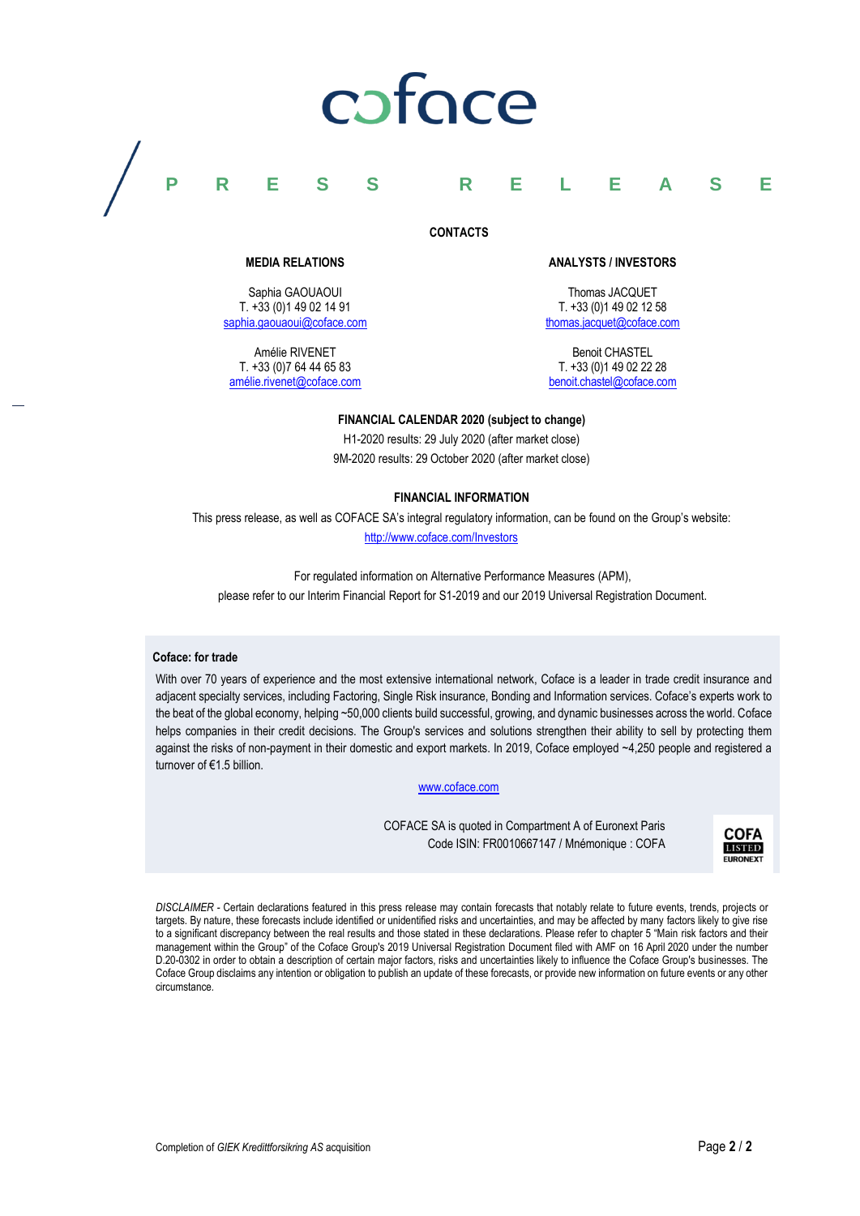# PRESS RELEASE

**CONTACTS**

**MEDIA RELATIONS**

Saphia GAOUAOUI
T. +33 (0)1 49 02 14 91
saphia.gaouaoui@coface.com

Amélie RIVENET
T. +33 (0)7 64 44 65 83
amélie.rivenet@coface.com

**ANALYSTS / INVESTORS**

Thomas JACQUET
T. +33 (0)1 49 02 12 58
thomas.jacquet@coface.com

Benoit CHASTEL
T. +33 (0)1 49 02 22 28
benoit.chastel@coface.com

**FINANCIAL CALENDAR 2020 (subject to change)**

H1-2020 results: 29 July 2020 (after market close)
9M-2020 results: 29 October 2020 (after market close)

**FINANCIAL INFORMATION**

This press release, as well as COFACE SA's integral regulatory information, can be found on the Group's website: http://www.coface.com/Investors

For regulated information on Alternative Performance Measures (APM),
please refer to our Interim Financial Report for S1-2019 and our 2019 Universal Registration Document.

**Coface: for trade**

With over 70 years of experience and the most extensive international network, Coface is a leader in trade credit insurance and adjacent specialty services, including Factoring, Single Risk insurance, Bonding and Information services. Coface's experts work to the beat of the global economy, helping ~50,000 clients build successful, growing, and dynamic businesses across the world. Coface helps companies in their credit decisions. The Group's services and solutions strengthen their ability to sell by protecting them against the risks of non-payment in their domestic and export markets. In 2019, Coface employed ~4,250 people and registered a turnover of €1.5 billion.

www.coface.com

COFACE SA is quoted in Compartment A of Euronext Paris
Code ISIN: FR0010667147 / Mnémonique : COFA

COFA LISTED EURONEXT

*DISCLAIMER* - Certain declarations featured in this press release may contain forecasts that notably relate to future events, trends, projects or targets. By nature, these forecasts include identified or unidentified risks and uncertainties, and may be affected by many factors likely to give rise to a significant discrepancy between the real results and those stated in these declarations. Please refer to chapter 5 "Main risk factors and their management within the Group" of the Coface Group's 2019 Universal Registration Document filed with AMF on 16 April 2020 under the number D.20-0302 in order to obtain a description of certain major factors, risks and uncertainties likely to influence the Coface Group's businesses. The Coface Group disclaims any intention or obligation to publish an update of these forecasts, or provide new information on future events or any other circumstance.